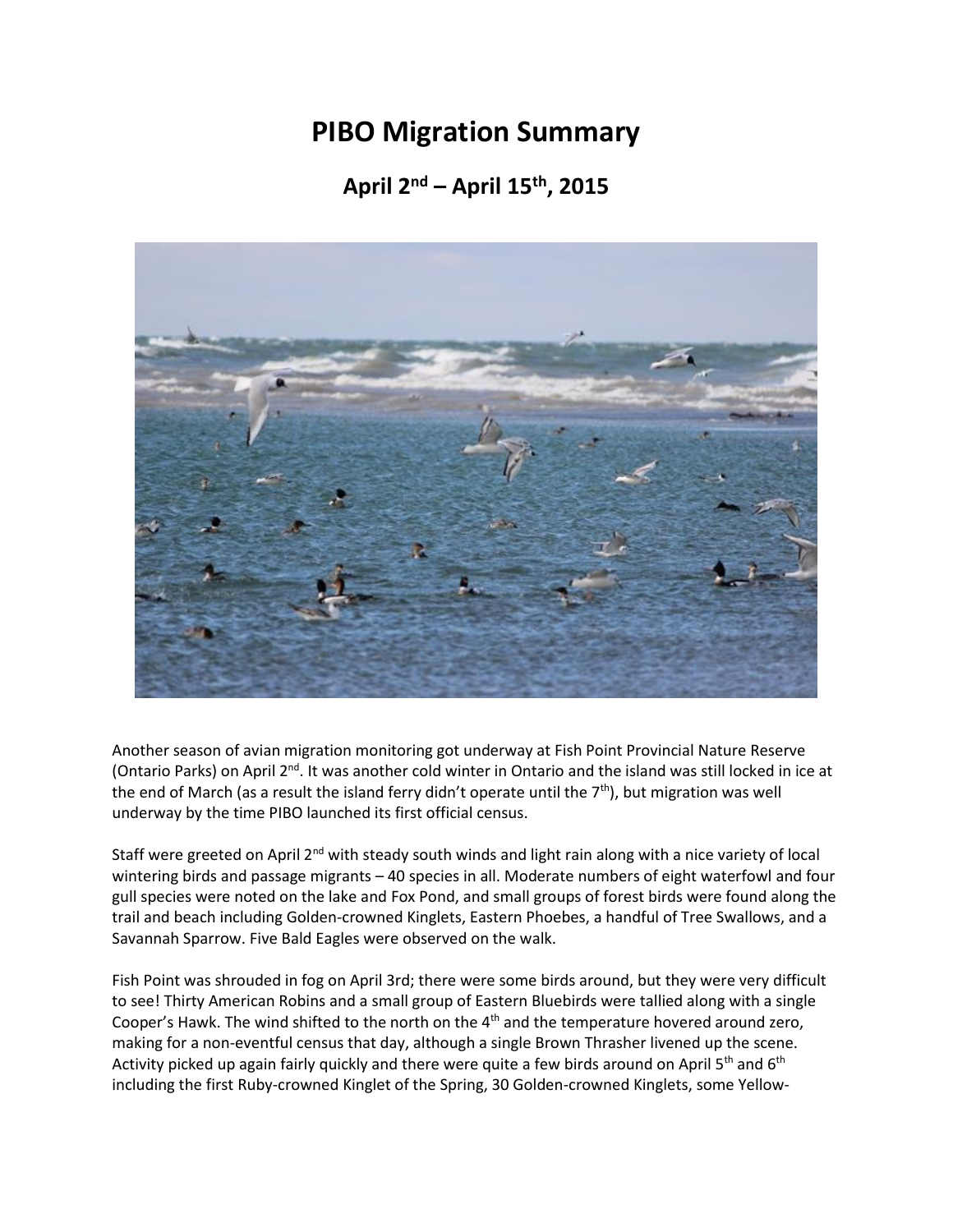# PIBO Migration Summary

## April 2nd – April 15th, 2015

Another season of avian migration monitoring got underway at Fish Point Provincial Nature Reserve (Ontario Parks) on April 2nd. It was another cold winter in Ontario and the island was still locked in ice at the end of March (as a result the island ferry didn't operate until the 7th), but migration was well underway by the time PIBO launched its first official census.

Staff were greeted on April 2nd with steady south winds and light rain along with a nice variety of local wintering birds and passage migrants – 40 species in all. Moderate numbers of eight waterfowl and four gull species were noted on the lake and Fox Pond, and small groups of forest birds were found along the trail and beach including Golden-crowned Kinglets, Eastern Phoebes, a handful of Tree Swallows, and a Savannah Sparrow. Five Bald Eagles were observed on the walk.

Fish Point was shrouded in fog on April 3rd; there were some birds around, but they were very difficult to see! Thirty American Robins and a small group of Eastern Bluebirds were tallied along with a single Cooper's Hawk. The wind shifted to the north on the 4th and the temperature hovered around zero, making for a non-eventful census that day, although a single Brown Thrasher livened up the scene. Activity picked up again fairly quickly and there were quite a few birds around on April 5th and 6th including the first Ruby-crowned Kinglet of the Spring, 30 Golden-crowned Kinglets, some Yellow-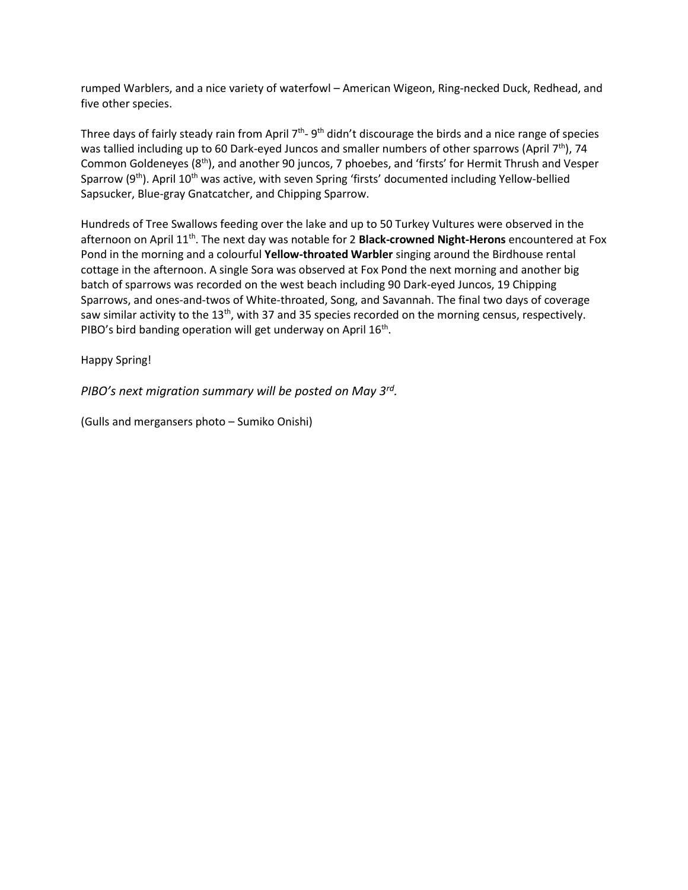rumped Warblers, and a nice variety of waterfowl – American Wigeon, Ring-necked Duck, Redhead, and five other species.

Three days of fairly steady rain from April 7th- 9th didn't discourage the birds and a nice range of species was tallied including up to 60 Dark-eyed Juncos and smaller numbers of other sparrows (April 7th), 74 Common Goldeneyes (8th), and another 90 juncos, 7 phoebes, and 'firsts' for Hermit Thrush and Vesper Sparrow (9th). April 10th was active, with seven Spring 'firsts' documented including Yellow-bellied Sapsucker, Blue-gray Gnatcatcher, and Chipping Sparrow.

Hundreds of Tree Swallows feeding over the lake and up to 50 Turkey Vultures were observed in the afternoon on April 11th. The next day was notable for 2 **Black-crowned Night-Herons** encountered at Fox Pond in the morning and a colourful **Yellow-throated Warbler** singing around the Birdhouse rental cottage in the afternoon. A single Sora was observed at Fox Pond the next morning and another big batch of sparrows was recorded on the west beach including 90 Dark-eyed Juncos, 19 Chipping Sparrows, and ones-and-twos of White-throated, Song, and Savannah. The final two days of coverage saw similar activity to the 13th, with 37 and 35 species recorded on the morning census, respectively. PIBO's bird banding operation will get underway on April 16th.

Happy Spring!

*PIBO's next migration summary will be posted on May 3rd.*

(Gulls and mergansers photo – Sumiko Onishi)